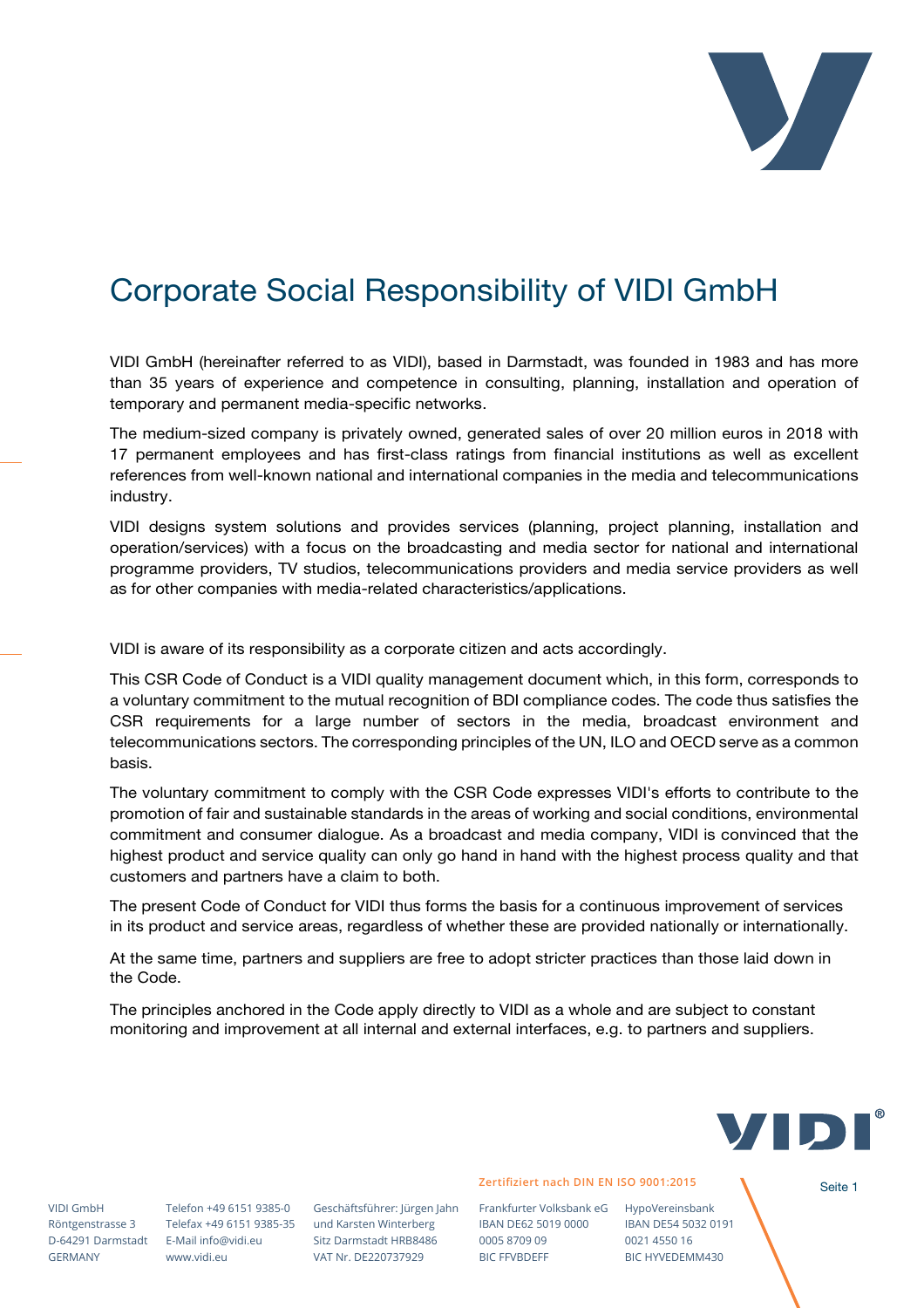# Corporate Social Responsibility of VIDI GmbH

VIDI GmbH (hereinafter referred to as VIDI), based in Darmstadt, was founded in 1983 and has more than 35 years of experience and competence in consulting, planning, installation and operation of temporary and permanent media-specific networks.

The medium-sized company is privately owned, generated sales of over 20 million euros in 2018 with 17 permanent employees and has first-class ratings from financial institutions as well as excellent references from well-known national and international companies in the media and telecommunications industry.

VIDI designs system solutions and provides services (planning, project planning, installation and operation/services) with a focus on the broadcasting and media sector for national and international programme providers, TV studios, telecommunications providers and media service providers as well as for other companies with media-related characteristics/applications.

VIDI is aware of its responsibility as a corporate citizen and acts accordingly.

This CSR Code of Conduct is a VIDI quality management document which, in this form, corresponds to a voluntary commitment to the mutual recognition of BDI compliance codes. The code thus satisfies the CSR requirements for a large number of sectors in the media, broadcast environment and telecommunications sectors. The corresponding principles of the UN, ILO and OECD serve as a common basis.

The voluntary commitment to comply with the CSR Code expresses VIDI's efforts to contribute to the promotion of fair and sustainable standards in the areas of working and social conditions, environmental commitment and consumer dialogue. As a broadcast and media company, VIDI is convinced that the highest product and service quality can only go hand in hand with the highest process quality and that customers and partners have a claim to both.

The present Code of Conduct for VIDI thus forms the basis for a continuous improvement of services in its product and service areas, regardless of whether these are provided nationally or internationally.

At the same time, partners and suppliers are free to adopt stricter practices than those laid down in the Code.

The principles anchored in the Code apply directly to VIDI as a whole and are subject to constant monitoring and improvement at all internal and external interfaces, e.g. to partners and suppliers.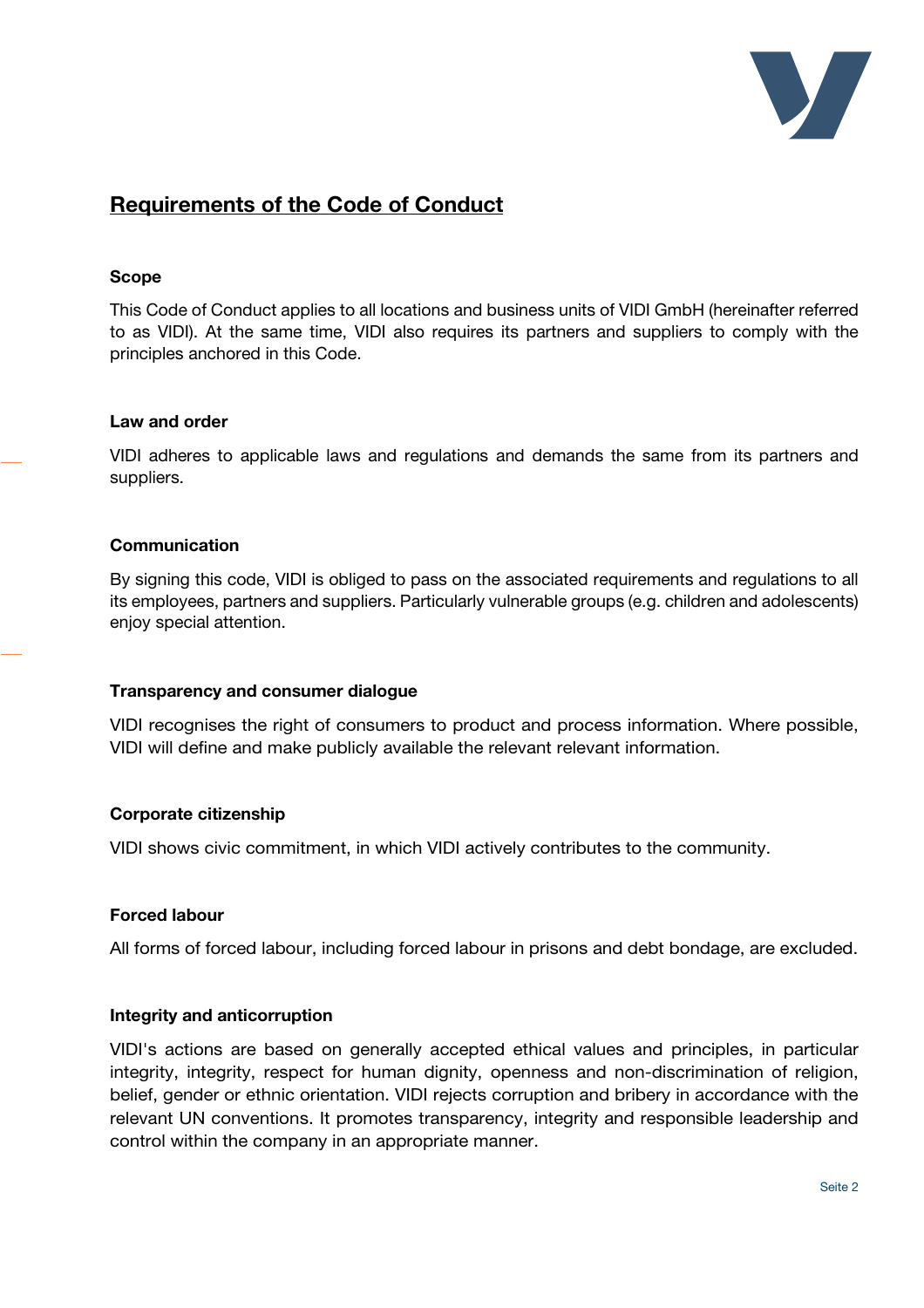# Requirements of the Code of Conduct

### Scope

This Code of Conduct applies to all locations and business units of VIDI GmbH (hereinafter referred to as VIDI). At the same time, VIDI also requires its partners and suppliers to comply with the principles anchored in this Code.

### Law and order

VIDI adheres to applicable laws and regulations and demands the same from its partners and suppliers.

### Communication

By signing this code, VIDI is obliged to pass on the associated requirements and regulations to all its employees, partners and suppliers. Particularly vulnerable groups (e.g. children and adolescents) enjoy special attention.

### Transparency and consumer dialogue

VIDI recognises the right of consumers to product and process information. Where possible, VIDI will define and make publicly available the relevant relevant information.

### Corporate citizenship

VIDI shows civic commitment, in which VIDI actively contributes to the community.

### Forced labour

All forms of forced labour, including forced labour in prisons and debt bondage, are excluded.

### Integrity and anticorruption

VIDI's actions are based on generally accepted ethical values and principles, in particular integrity, integrity, respect for human dignity, openness and non-discrimination of religion, belief, gender or ethnic orientation. VIDI rejects corruption and bribery in accordance with the relevant UN conventions. It promotes transparency, integrity and responsible leadership and control within the company in an appropriate manner.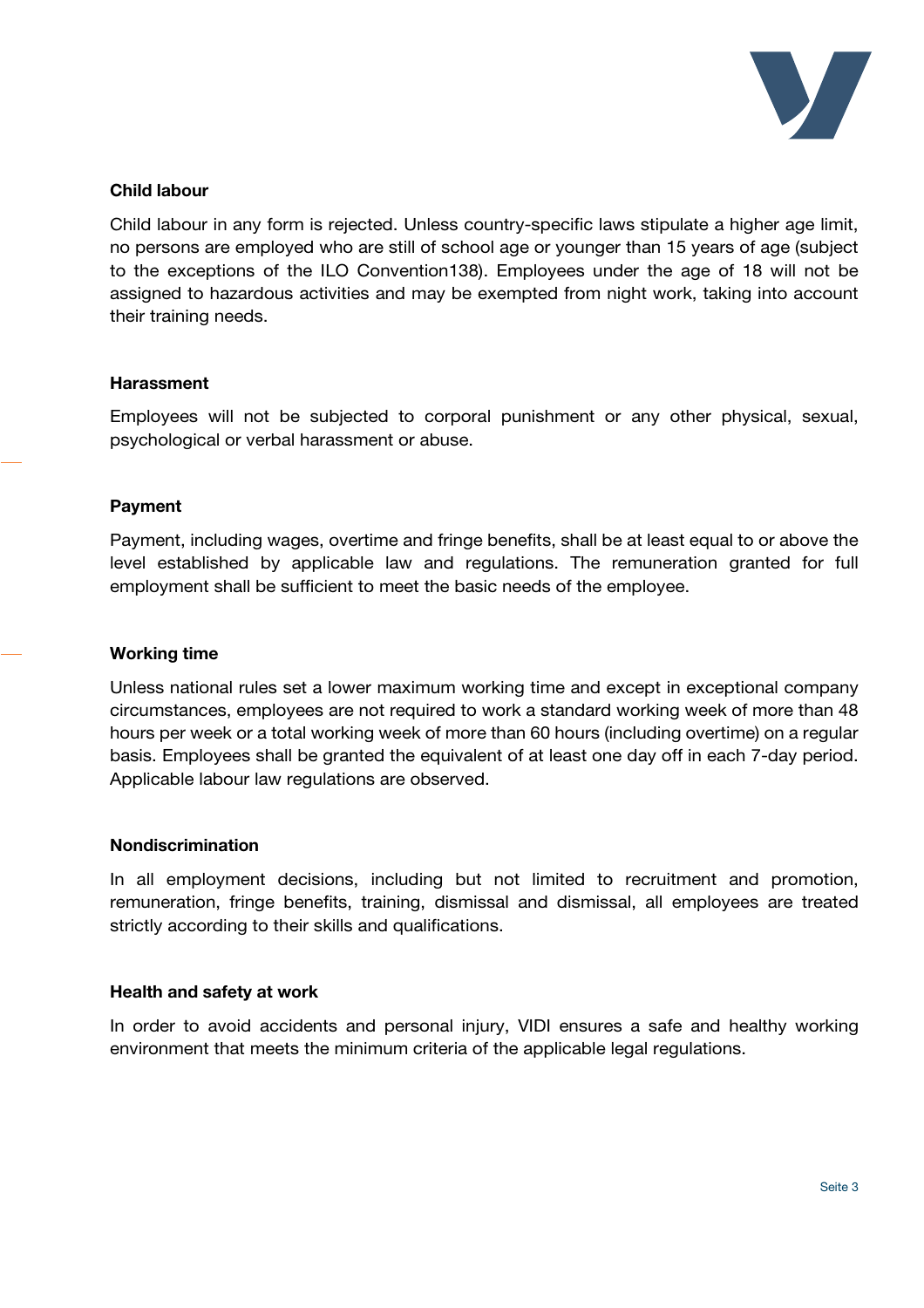### Child labour

Child labour in any form is rejected. Unless country-specific laws stipulate a higher age limit, no persons are employed who are still of school age or younger than 15 years of age (subject to the exceptions of the ILO Convention138). Employees under the age of 18 will not be assigned to hazardous activities and may be exempted from night work, taking into account their training needs.

### Harassment

Employees will not be subjected to corporal punishment or any other physical, sexual, psychological or verbal harassment or abuse.

### Payment

Payment, including wages, overtime and fringe benefits, shall be at least equal to or above the level established by applicable law and regulations. The remuneration granted for full employment shall be sufficient to meet the basic needs of the employee.

### Working time

Unless national rules set a lower maximum working time and except in exceptional company circumstances, employees are not required to work a standard working week of more than 48 hours per week or a total working week of more than 60 hours (including overtime) on a regular basis. Employees shall be granted the equivalent of at least one day off in each 7-day period. Applicable labour law regulations are observed.

### Nondiscrimination

In all employment decisions, including but not limited to recruitment and promotion, remuneration, fringe benefits, training, dismissal and dismissal, all employees are treated strictly according to their skills and qualifications.

### Health and safety at work

In order to avoid accidents and personal injury, VIDI ensures a safe and healthy working environment that meets the minimum criteria of the applicable legal regulations.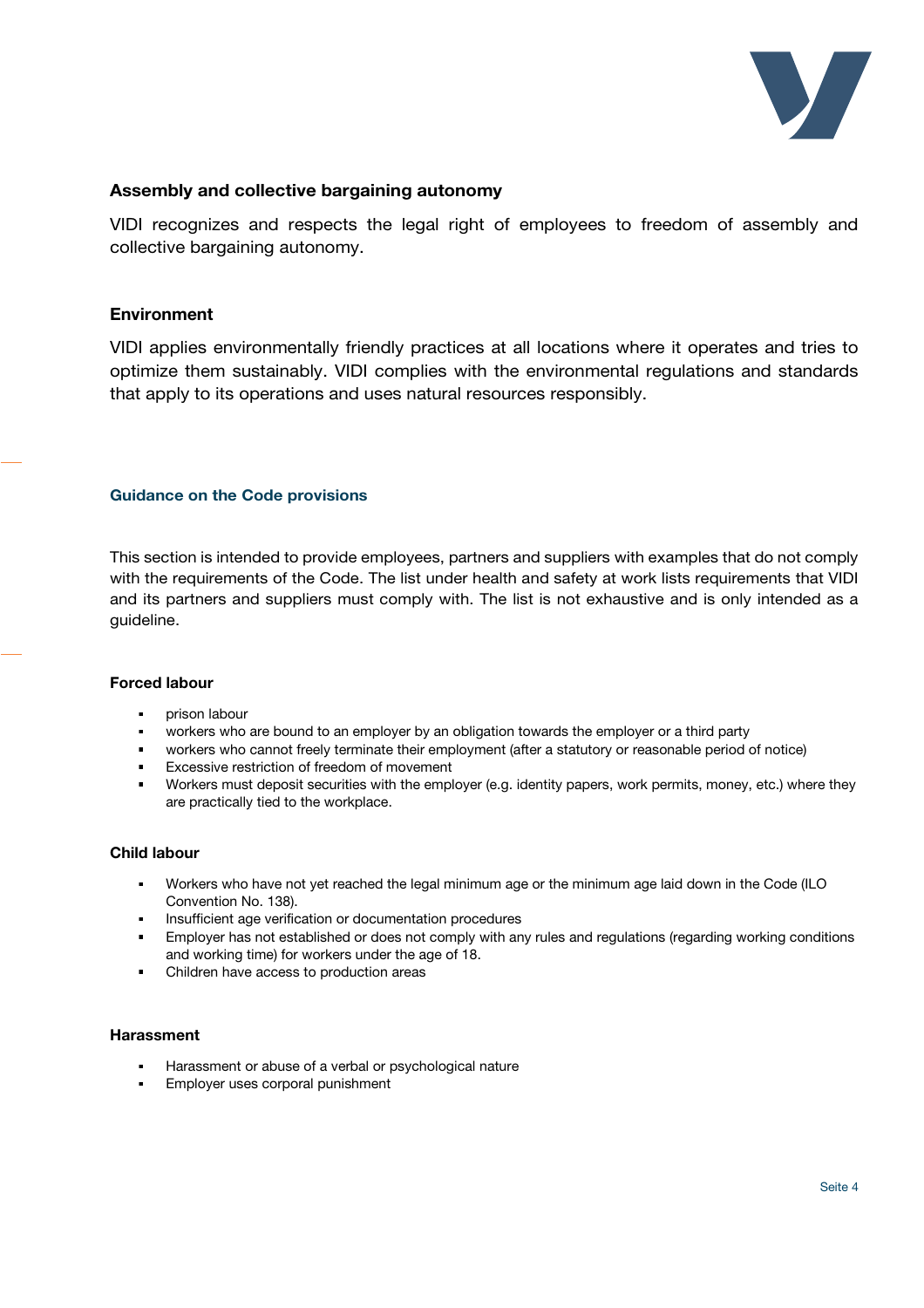### Assembly and collective bargaining autonomy

VIDI recognizes and respects the legal right of employees to freedom of assembly and collective bargaining autonomy.

### Environment

VIDI applies environmentally friendly practices at all locations where it operates and tries to optimize them sustainably. VIDI complies with the environmental regulations and standards that apply to its operations and uses natural resources responsibly.

## Guidance on the Code provisions

This section is intended to provide employees, partners and suppliers with examples that do not comply with the requirements of the Code. The list under health and safety at work lists requirements that VIDI and its partners and suppliers must comply with. The list is not exhaustive and is only intended as a guideline.

### Forced labour

- prison labour
- workers who are bound to an employer by an obligation towards the employer or a third party
- workers who cannot freely terminate their employment (after a statutory or reasonable period of notice)
- Excessive restriction of freedom of movement
- Workers must deposit securities with the employer (e.g. identity papers, work permits, money, etc.) where they are practically tied to the workplace.

### Child labour

- Workers who have not yet reached the legal minimum age or the minimum age laid down in the Code (ILO Convention No. 138).
- Insufficient age verification or documentation procedures
- Employer has not established or does not comply with any rules and regulations (regarding working conditions and working time) for workers under the age of 18.
- Children have access to production areas

### Harassment

- Harassment or abuse of a verbal or psychological nature
- Employer uses corporal punishment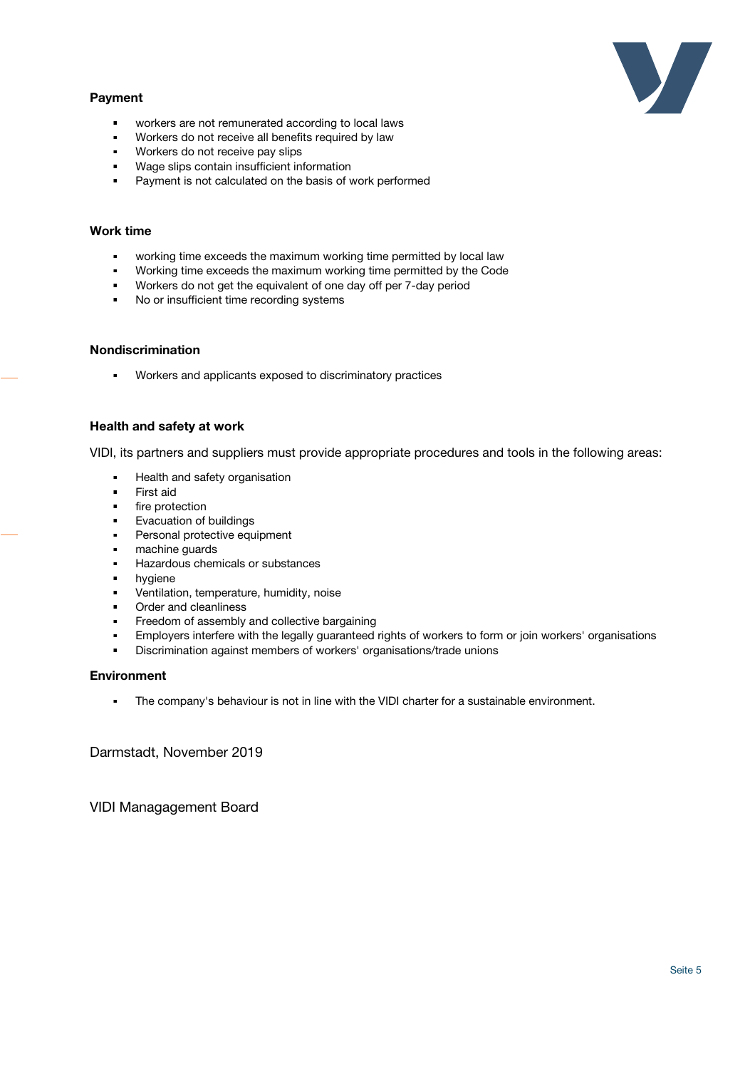**Payment**

- workers are not remunerated according to local laws
- Workers do not receive all benefits required by law
- Workers do not receive pay slips
- Wage slips contain insufficient information
- Payment is not calculated on the basis of work performed

**Work time**

- working time exceeds the maximum working time permitted by local law
- Working time exceeds the maximum working time permitted by the Code
- Workers do not get the equivalent of one day off per 7-day period
- No or insufficient time recording systems

**Nondiscrimination**

- Workers and applicants exposed to discriminatory practices

**Health and safety at work**

VIDI, its partners and suppliers must provide appropriate procedures and tools in the following areas:

- Health and safety organisation
- First aid
- fire protection
- Evacuation of buildings
- Personal protective equipment
- machine guards
- Hazardous chemicals or substances
- hygiene
- Ventilation, temperature, humidity, noise
- Order and cleanliness
- Freedom of assembly and collective bargaining
- Employers interfere with the legally guaranteed rights of workers to form or join workers' organisations
- Discrimination against members of workers' organisations/trade unions

**Environment**

- The company's behaviour is not in line with the VIDI charter for a sustainable environment.

Darmstadt, November 2019

VIDI Managagement Board